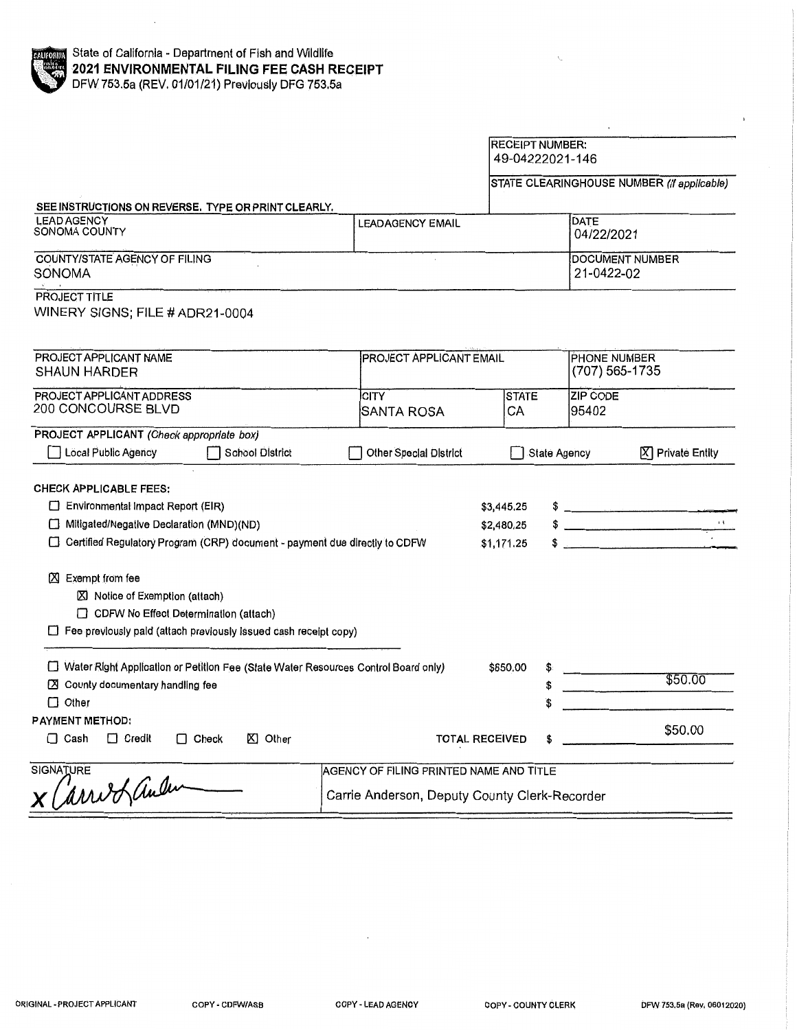State of California - Department of Fish and Wildlife
# 2021 ENVIRONMENTAL FILING FEE CASH RECEIPT
DFW 753.5a (REV. 01/01/21) Previously DFG 753.5a

| RECEIPT NUMBER: |
|---|
| 49-04222021-146 |
| STATE CLEARINGHOUSE NUMBER *(if applicable)* |
| |

SEE INSTRUCTIONS ON REVERSE. TYPE OR PRINT CLEARLY.

| LEAD AGENCY | LEADAGENCY EMAIL | DATE |
|---|---|---|
| SONOMA COUNTY | | 04/22/2021 |

| COUNTY/STATE AGENCY OF FILING | DOCUMENT NUMBER |
|---|---|
| SONOMA | 21-0422-02 |

PROJECT TITLE
WINERY SIGNS; FILE # ADR21-0004

| PROJECT APPLICANT NAME | PROJECT APPLICANT EMAIL | | PHONE NUMBER |
|---|---|---|---|
| SHAUN HARDER | | | (707) 565-1735 |
| **PROJECT APPLICANT ADDRESS** | **CITY** | **STATE** | **ZIP CODE** |
| 200 CONCOURSE BLVD | SANTA ROSA | CA | 95402 |

PROJECT APPLICANT *(Check appropriate box)*

☐ Local Public Agency ☐ School District ☐ Other Special District ☐ State Agency ☒ Private Entity

**CHECK APPLICABLE FEES:**

| | | |
|---|---|---|
| ☐ Environmental Impact Report (EIR) | $3,445.25 | $ |
| ☐ Mitigated/Negative Declaration (MND)(ND) | $2,480.25 | $ |
| ☐ Certified Regulatory Program (CRP) document - payment due directly to CDFW | $1,171.25 | $ |

☒ Exempt from fee
- ☒ Notice of Exemption (attach)
- ☐ CDFW No Effect Determination (attach)

☐ Fee previously paid (attach previously issued cash receipt copy)

| | | |
|---|---|---|
| ☐ Water Right Application or Petition Fee (State Water Resources Control Board only) | $650.00 | $ |
| ☒ County documentary handling fee | | $ $50.00 |
| ☐ Other | | $ |

**PAYMENT METHOD:**

☐ Cash ☐ Credit ☐ Check ☒ Other

TOTAL RECEIVED $ $50.00

| SIGNATURE | AGENCY OF FILING PRINTED NAME AND TITLE |
|---|---|
| x Carrie Anderson | Carrie Anderson, Deputy County Clerk-Recorder |

ORIGINAL - PROJECT APPLICANT COPY - CDFW/ASB COPY - LEAD AGENCY COPY - COUNTY CLERK DFW 753.5a (Rev. 06012020)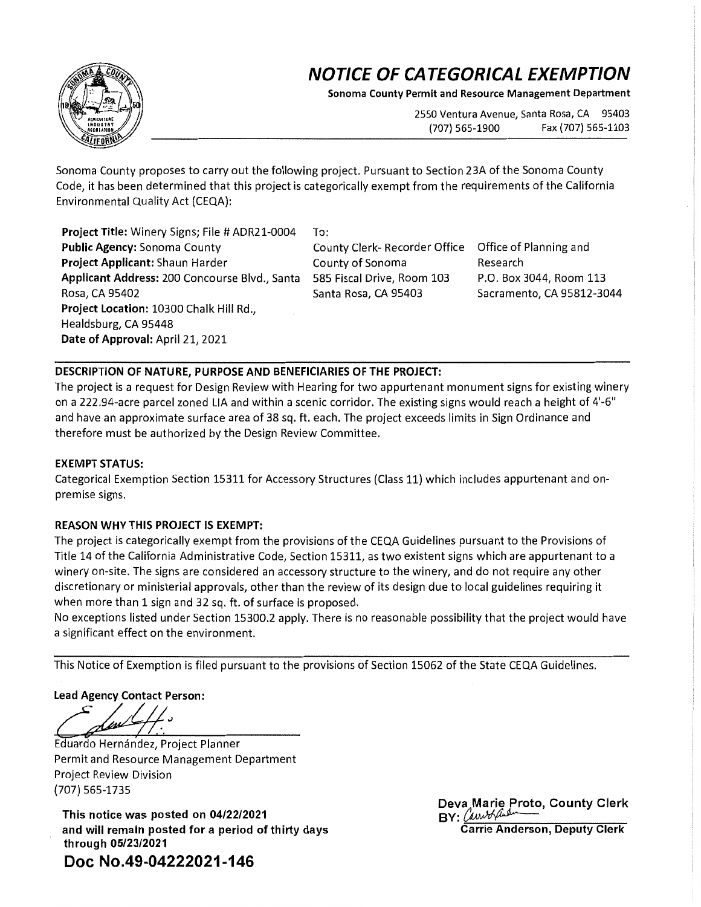# NOTICE OF CATEGORICAL EXEMPTION

**Sonoma County Permit and Resource Management Department**

2550 Ventura Avenue, Santa Rosa, CA 95403
(707) 565-1900 Fax (707) 565-1103

Sonoma County proposes to carry out the following project. Pursuant to Section 23A of the Sonoma County Code, it has been determined that this project is categorically exempt from the requirements of the California Environmental Quality Act (CEQA):

**Project Title:** Winery Signs; File # ADR21-0004
**Public Agency:** Sonoma County
**Project Applicant:** Shaun Harder
**Applicant Address:** 200 Concourse Blvd., Santa Rosa, CA 95402
**Project Location:** 10300 Chalk Hill Rd., Healdsburg, CA 95448
**Date of Approval:** April 21, 2021

To:

County Clerk- Recorder Office
County of Sonoma
585 Fiscal Drive, Room 103
Santa Rosa, CA 95403

Office of Planning and Research
P.O. Box 3044, Room 113
Sacramento, CA 95812-3044

## DESCRIPTION OF NATURE, PURPOSE AND BENEFICIARIES OF THE PROJECT:

The project is a request for Design Review with Hearing for two appurtenant monument signs for existing winery on a 222.94-acre parcel zoned LIA and within a scenic corridor. The existing signs would reach a height of 4'-6" and have an approximate surface area of 38 sq. ft. each. The project exceeds limits in Sign Ordinance and therefore must be authorized by the Design Review Committee.

## EXEMPT STATUS:

Categorical Exemption Section 15311 for Accessory Structures (Class 11) which includes appurtenant and on-premise signs.

## REASON WHY THIS PROJECT IS EXEMPT:

The project is categorically exempt from the provisions of the CEQA Guidelines pursuant to the Provisions of Title 14 of the California Administrative Code, Section 15311, as two existent signs which are appurtenant to a winery on-site. The signs are considered an accessory structure to the winery, and do not require any other discretionary or ministerial approvals, other than the review of its design due to local guidelines requiring it when more than 1 sign and 32 sq. ft. of surface is proposed.

No exceptions listed under Section 15300.2 apply. There is no reasonable possibility that the project would have a significant effect on the environment.

This Notice of Exemption is filed pursuant to the provisions of Section 15062 of the State CEQA Guidelines.

**Lead Agency Contact Person:**

Eduardo Hernández, Project Planner
Permit and Resource Management Department
Project Review Division
(707) 565-1735

**This notice was posted on 04/22/2021 and will remain posted for a period of thirty days through 05/23/2021**

**Doc No.49-04222021-146**

**Deva Marie Proto, County Clerk**
**BY:**
**Carrie Anderson, Deputy Clerk**